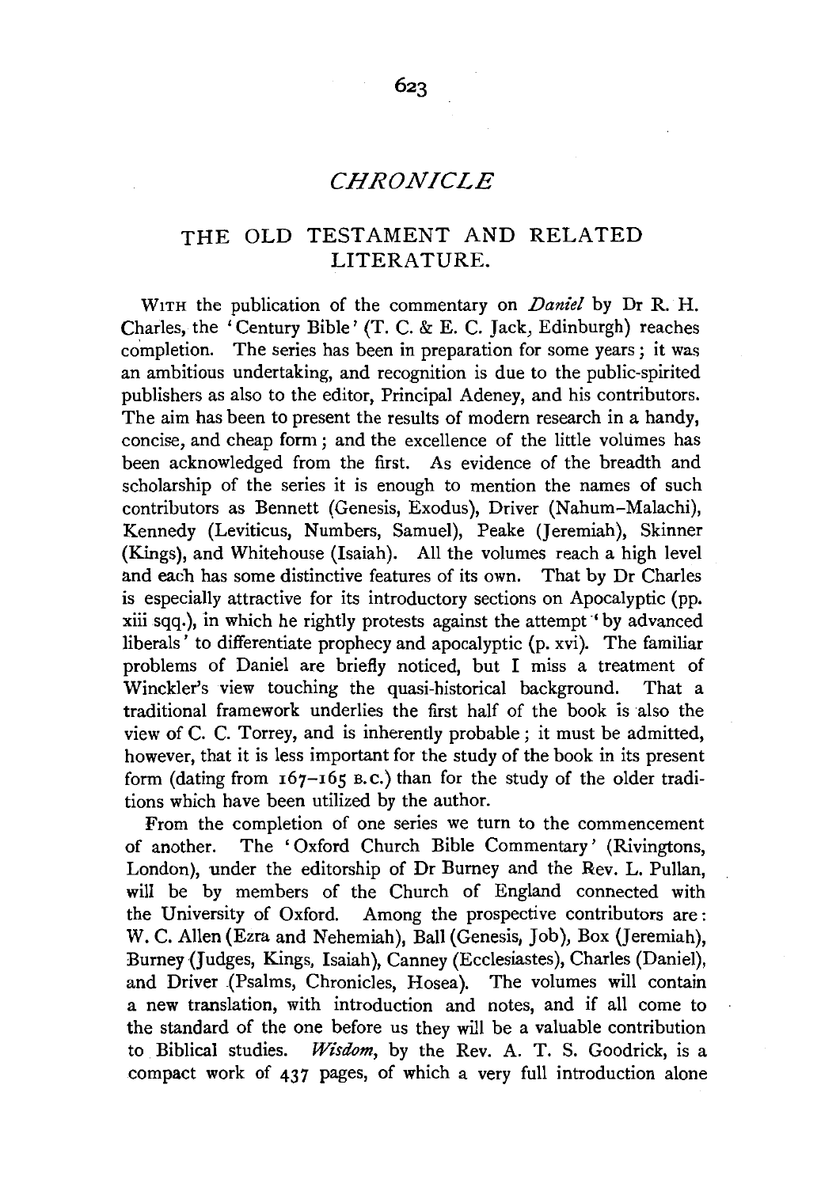# *CHRONICLE*

## THE OLD TESTAMENT AND RELATED LITERATURE.

WITH the publication of the commentary on *Daniel* by Dr R. H. Charles, the 'Century Bible' (T. C. & E. C. Jack, Edinburgh) reaches completion. The series has been in preparation for some years; it was an ambitious undertaking, and recognition is due to the public-spirited publishers as also to the editor, Principal Adeney, and his contributors. The aim has been to present the results of modern research in a handy, concise, and cheap form; and the excellence of the little volumes has been acknowledged from the first. As evidence of the breadth and scholarship of the series it is enough to mention the names of such contributors as Bennett (Genesis, Exodus), Driver (Nahum–Malachi), Kennedy (Leviticus, Numbers, Samuel), Peake (Jeremiah), Skinner (Kings), and Whitehouse (Isaiah). All the volumes reach a high level and each has some distinctive features of its own. That by Dr Charles is especially attractive for its introductory sections on Apocalyptic (pp. xiii sqq.), in which he rightly protests against the attempt 'by advanced liberals' to differentiate prophecy and apocalyptic (p. xvi). The familiar problems of Daniel are briefly noticed, but I miss a treatment of Winckler's view touching the quasi-historical background. That a traditional framework underlies the first half of the book is also the view of C. C. Torrey, and is inherently probable; it must be admitted, however, that it is less important for the study of the book in its present form (dating from 167–165 B.C.) than for the study of the older traditions which have been utilized by the author.

From the completion of one series we turn to the commencement of another. The 'Oxford Church Bible Commentary' (Rivingtons, London), under the editorship of Dr Burney and the Rev. L. Pullan, will be by members of the Church of England connected with the University of Oxford. Among the prospective contributors are: W. C. Allen (Ezra and Nehemiah), Ball (Genesis, Job), Box (Jeremiah), Burney (Judges, Kings, Isaiah), Canney (Ecclesiastes), Charles (Daniel), and Driver (Psalms, Chronicles, Hosea). The volumes will contain a new translation, with introduction and notes, and if all come to the standard of the one before us they will be a valuable contribution to Biblical studies. *Wisdom*, by the Rev. A. T. S. Goodrick, is a compact work of 437 pages, of which a very full introduction alone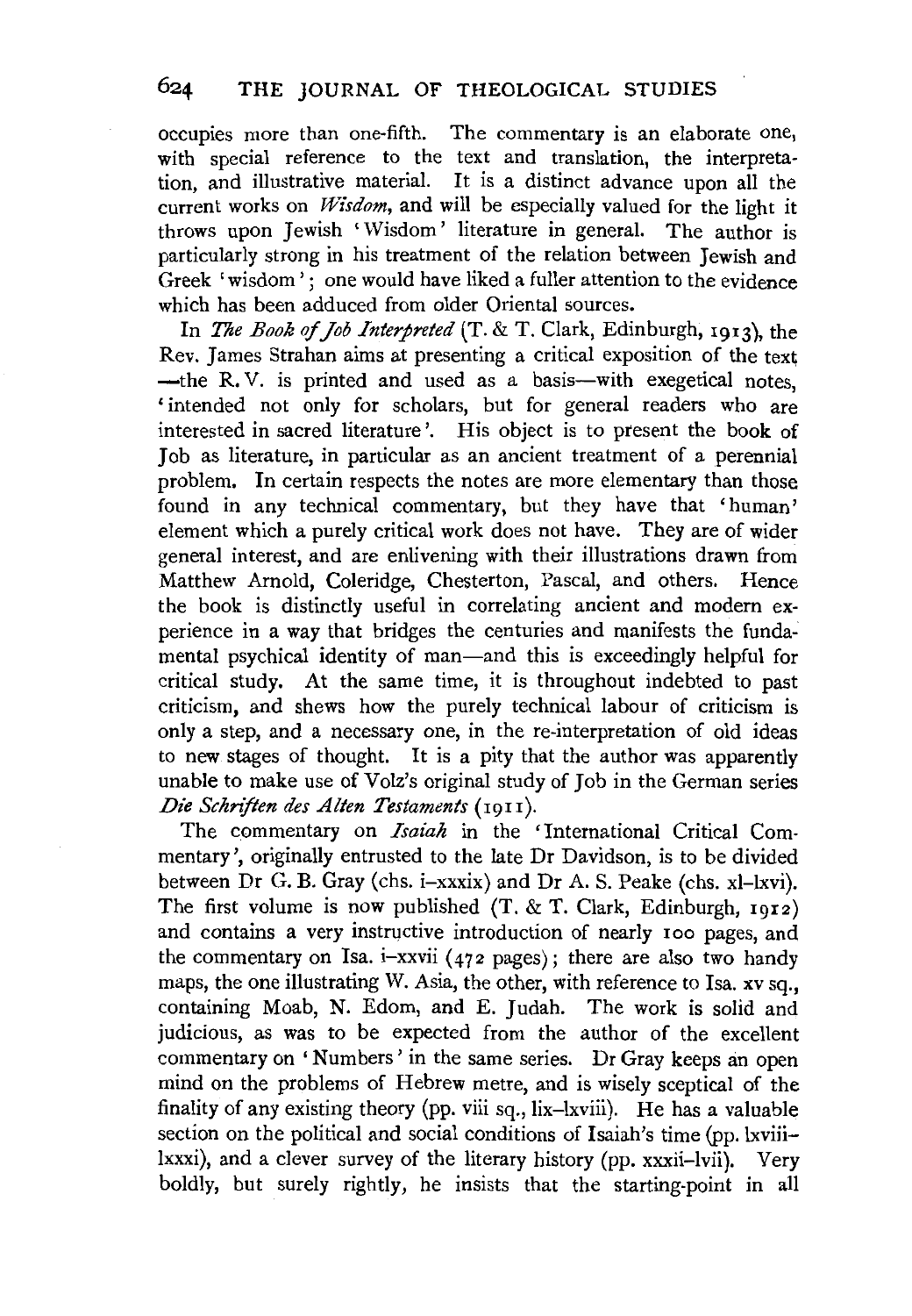occupies more than one-fifth. The commentary is an elaborate one, with special reference to the text and translation, the interpretation, and illustrative material. It is a distinct advance upon all the current works on *Wisdom*, and will be especially valued for the light it throws upon Jewish 'Wisdom' literature in general. The author is particularly strong in his treatment of the relation between Jewish and Greek 'wisdom'; one would have liked a fuller attention to the evidence which has been adduced from older Oriental sources.

In *The Book of Job Interpreted* (T. & T. Clark, Edinburgh, 1913), the Rev. James Strahan aims at presenting a critical exposition of the text —the R.V. is printed and used as a basis—with exegetical notes, 'intended not only for scholars, but for general readers who are interested in sacred literature'. His object is to present the book of Job as literature, in particular as an ancient treatment of a perennial problem. In certain respects the notes are more elementary than those found in any technical commentary, but they have that 'human' element which a purely critical work does not have. They are of wider general interest, and are enlivening with their illustrations drawn from Matthew Arnold, Coleridge, Chesterton, Pascal, and others. Hence the book is distinctly useful in correlating ancient and modern experience in a way that bridges the centuries and manifests the fundamental psychical identity of man—and this is exceedingly helpful for critical study. At the same time, it is throughout indebted to past criticism, and shews how the purely technical labour of criticism is only a step, and a necessary one, in the re-interpretation of old ideas to new stages of thought. It is a pity that the author was apparently unable to make use of Volz's original study of Job in the German series *Die Schriften des Alten Testaments* (1911).

The commentary on *Isaiah* in the 'International Critical Commentary', originally entrusted to the late Dr Davidson, is to be divided between Dr G. B. Gray (chs. i–xxxix) and Dr A. S. Peake (chs. xl–lxvi). The first volume is now published (T. & T. Clark, Edinburgh, 1912) and contains a very instructive introduction of nearly 100 pages, and the commentary on Isa. i–xxvii (472 pages); there are also two handy maps, the one illustrating W. Asia, the other, with reference to Isa. xv sq., containing Moab, N. Edom, and E. Judah. The work is solid and judicious, as was to be expected from the author of the excellent commentary on 'Numbers' in the same series. Dr Gray keeps an open mind on the problems of Hebrew metre, and is wisely sceptical of the finality of any existing theory (pp. viii sq., lix–lxviii). He has a valuable section on the political and social conditions of Isaiah's time (pp. lxviii–lxxxi), and a clever survey of the literary history (pp. xxxii–lvii). Very boldly, but surely rightly, he insists that the starting-point in all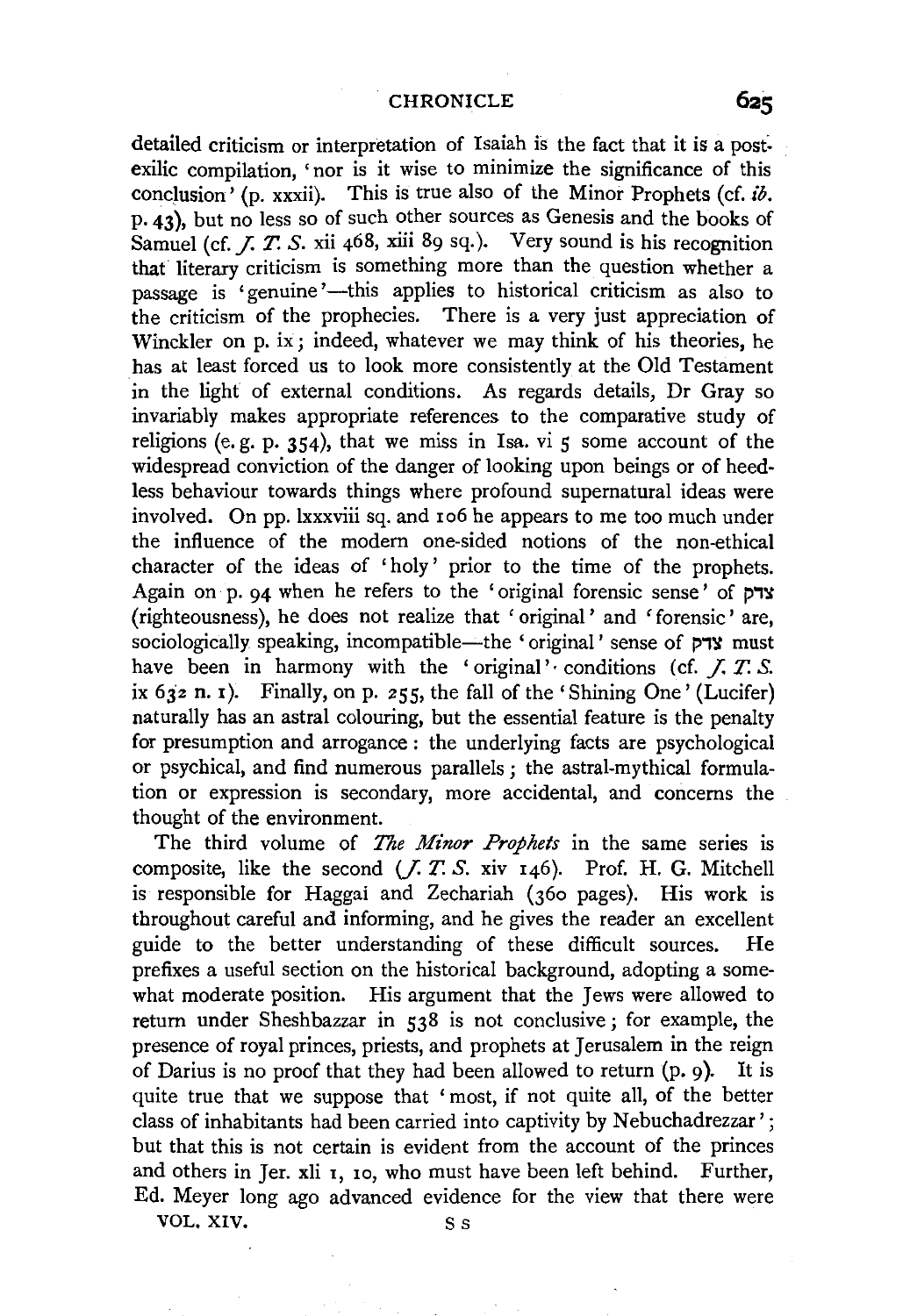detailed criticism or interpretation of Isaiah is the fact that it is a post-exilic compilation, 'nor is it wise to minimize the significance of this conclusion' (p. xxxii). This is true also of the Minor Prophets (cf. *ib.* p. 43), but no less so of such other sources as Genesis and the books of Samuel (cf. *J. T. S.* xii 468, xiii 89 sq.). Very sound is his recognition that literary criticism is something more than the question whether a passage is 'genuine'—this applies to historical criticism as also to the criticism of the prophecies. There is a very just appreciation of Winckler on p. ix; indeed, whatever we may think of his theories, he has at least forced us to look more consistently at the Old Testament in the light of external conditions. As regards details, Dr Gray so invariably makes appropriate references to the comparative study of religions (e. g. p. 354), that we miss in Isa. vi 5 some account of the widespread conviction of the danger of looking upon beings or of heedless behaviour towards things where profound supernatural ideas were involved. On pp. lxxxviii sq. and 106 he appears to me too much under the influence of the modern one-sided notions of the non-ethical character of the ideas of 'holy' prior to the time of the prophets. Again on p. 94 when he refers to the 'original forensic sense' of צדק (righteousness), he does not realize that 'original' and 'forensic' are, sociologically speaking, incompatible—the 'original' sense of צדק must have been in harmony with the 'original' conditions (cf. *J. T. S.* ix 632 n. 1). Finally, on p. 255, the fall of the 'Shining One' (Lucifer) naturally has an astral colouring, but the essential feature is the penalty for presumption and arrogance: the underlying facts are psychological or psychical, and find numerous parallels; the astral-mythical formulation or expression is secondary, more accidental, and concerns the thought of the environment.

The third volume of *The Minor Prophets* in the same series is composite, like the second (*J. T. S.* xiv 146). Prof. H. G. Mitchell is responsible for Haggai and Zechariah (360 pages). His work is throughout careful and informing, and he gives the reader an excellent guide to the better understanding of these difficult sources. He prefixes a useful section on the historical background, adopting a somewhat moderate position. His argument that the Jews were allowed to return under Sheshbazzar in 538 is not conclusive; for example, the presence of royal princes, priests, and prophets at Jerusalem in the reign of Darius is no proof that they had been allowed to return (p. 9). It is quite true that we suppose that 'most, if not quite all, of the better class of inhabitants had been carried into captivity by Nebuchadrezzar'; but that this is not certain is evident from the account of the princes and others in Jer. xli 1, 10, who must have been left behind. Further, Ed. Meyer long ago advanced evidence for the view that there were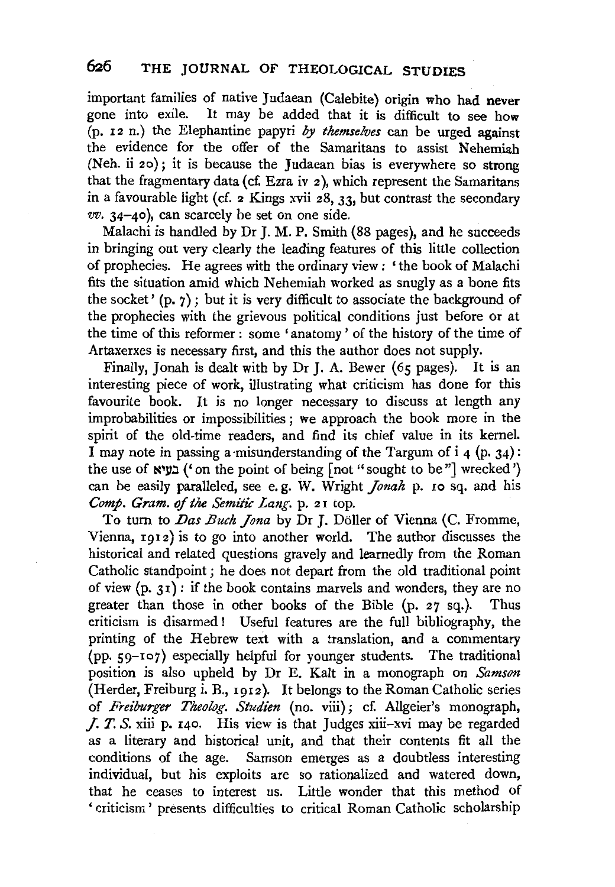important families of native Judaean (Calebite) origin who had never gone into exile. It may be added that it is difficult to see how (p. 12 n.) the Elephantine papyri *by themselves* can be urged against the evidence for the offer of the Samaritans to assist Nehemiah (Neh. ii 20); it is because the Judaean bias is everywhere so strong that the fragmentary data (cf. Ezra iv 2), which represent the Samaritans in a favourable light (cf. 2 Kings xvii 28, 33, but contrast the secondary *vv.* 34–40), can scarcely be set on one side.

Malachi is handled by Dr J. M. P. Smith (88 pages), and he succeeds in bringing out very clearly the leading features of this little collection of prophecies. He agrees with the ordinary view: 'the book of Malachi fits the situation amid which Nehemiah worked as snugly as a bone fits the socket' (p. 7); but it is very difficult to associate the background of the prophecies with the grievous political conditions just before or at the time of this reformer: some 'anatomy' of the history of the time of Artaxerxes is necessary first, and this the author does not supply.

Finally, Jonah is dealt with by Dr J. A. Bewer (65 pages). It is an interesting piece of work, illustrating what criticism has done for this favourite book. It is no longer necessary to discuss at length any improbabilities or impossibilities; we approach the book more in the spirit of the old-time readers, and find its chief value in its kernel. I may note in passing a misunderstanding of the Targum of i 4 (p. 34): the use of בעיא ('on the point of being [not "sought to be"] wrecked') can be easily paralleled, see e.g. W. Wright *Jonah* p. 10 sq. and his *Comp. Gram. of the Semitic Lang.* p. 21 top.

To turn to *Das Buch Jona* by Dr J. Döller of Vienna (C. Fromme, Vienna, 1912) is to go into another world. The author discusses the historical and related questions gravely and learnedly from the Roman Catholic standpoint; he does not depart from the old traditional point of view (p. 31): if the book contains marvels and wonders, they are no greater than those in other books of the Bible (p. 27 sq.). Thus criticism is disarmed! Useful features are the full bibliography, the printing of the Hebrew text with a translation, and a commentary (pp. 59–107) especially helpful for younger students. The traditional position is also upheld by Dr E. Kalt in a monograph on *Samson* (Herder, Freiburg i. B., 1912). It belongs to the Roman Catholic series of *Freiburger Theolog. Studien* (no. viii); cf. Allgeier's monograph, *J. T. S.* xiii p. 140. His view is that Judges xiii–xvi may be regarded as a literary and historical unit, and that their contents fit all the conditions of the age. Samson emerges as a doubtless interesting individual, but his exploits are so rationalized and watered down, that he ceases to interest us. Little wonder that this method of 'criticism' presents difficulties to critical Roman Catholic scholarship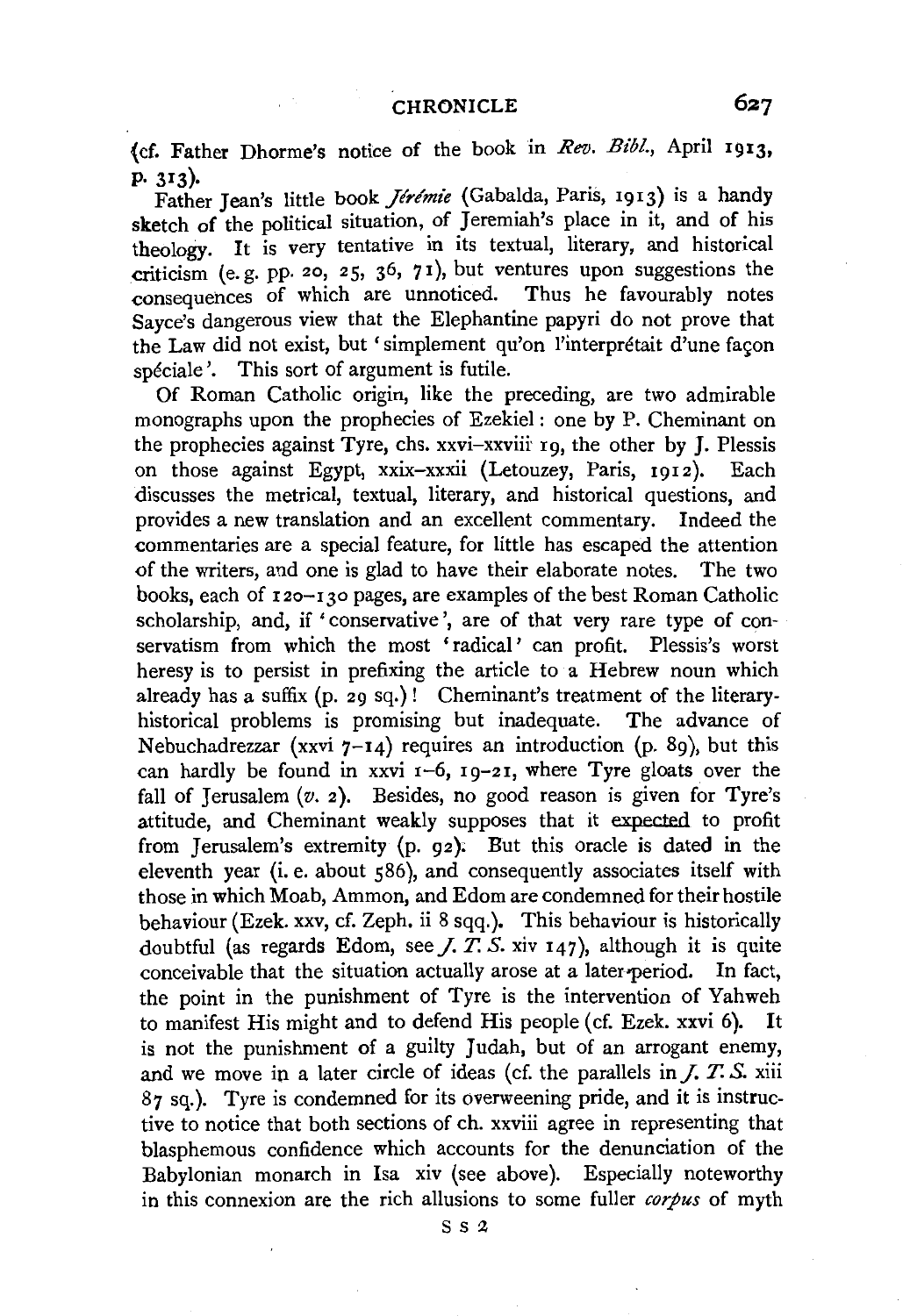(cf. Father Dhorme's notice of the book in *Rev. Bibl.*, April 1913, p. 313).

Father Jean's little book *Jérémie* (Gabalda, Paris, 1913) is a handy sketch of the political situation, of Jeremiah's place in it, and of his theology. It is very tentative in its textual, literary, and historical criticism (e.g. pp. 20, 25, 36, 71), but ventures upon suggestions the consequences of which are unnoticed. Thus he favourably notes Sayce's dangerous view that the Elephantine papyri do not prove that the Law did not exist, but 'simplement qu'on l'interprétait d'une façon spéciale'. This sort of argument is futile.

Of Roman Catholic origin, like the preceding, are two admirable monographs upon the prophecies of Ezekiel: one by P. Cheminant on the prophecies against Tyre, chs. xxvi–xxviii 19, the other by J. Plessis on those against Egypt, xxix–xxxii (Letouzey, Paris, 1912). Each discusses the metrical, textual, literary, and historical questions, and provides a new translation and an excellent commentary. Indeed the commentaries are a special feature, for little has escaped the attention of the writers, and one is glad to have their elaborate notes. The two books, each of 120–130 pages, are examples of the best Roman Catholic scholarship, and, if 'conservative', are of that very rare type of conservatism from which the most 'radical' can profit. Plessis's worst heresy is to persist in prefixing the article to a Hebrew noun which already has a suffix (p. 29 sq.)! Cheminant's treatment of the literary-historical problems is promising but inadequate. The advance of Nebuchadrezzar (xxvi 7–14) requires an introduction (p. 89), but this can hardly be found in xxvi 1–6, 19–21, where Tyre gloats over the fall of Jerusalem (*v.* 2). Besides, no good reason is given for Tyre's attitude, and Cheminant weakly supposes that it expected to profit from Jerusalem's extremity (p. 92). But this oracle is dated in the eleventh year (i.e. about 586), and consequently associates itself with those in which Moab, Ammon, and Edom are condemned for their hostile behaviour (Ezek. xxv, cf. Zeph. ii 8 sqq.). This behaviour is historically doubtful (as regards Edom, see *J. T. S.* xiv 147), although it is quite conceivable that the situation actually arose at a later period. In fact, the point in the punishment of Tyre is the intervention of Yahweh to manifest His might and to defend His people (cf. Ezek. xxvi 6). It is not the punishment of a guilty Judah, but of an arrogant enemy, and we move in a later circle of ideas (cf. the parallels in *J. T. S.* xiii 87 sq.). Tyre is condemned for its overweening pride, and it is instructive to notice that both sections of ch. xxviii agree in representing that blasphemous confidence which accounts for the denunciation of the Babylonian monarch in Isa xiv (see above). Especially noteworthy in this connexion are the rich allusions to some fuller *corpus* of myth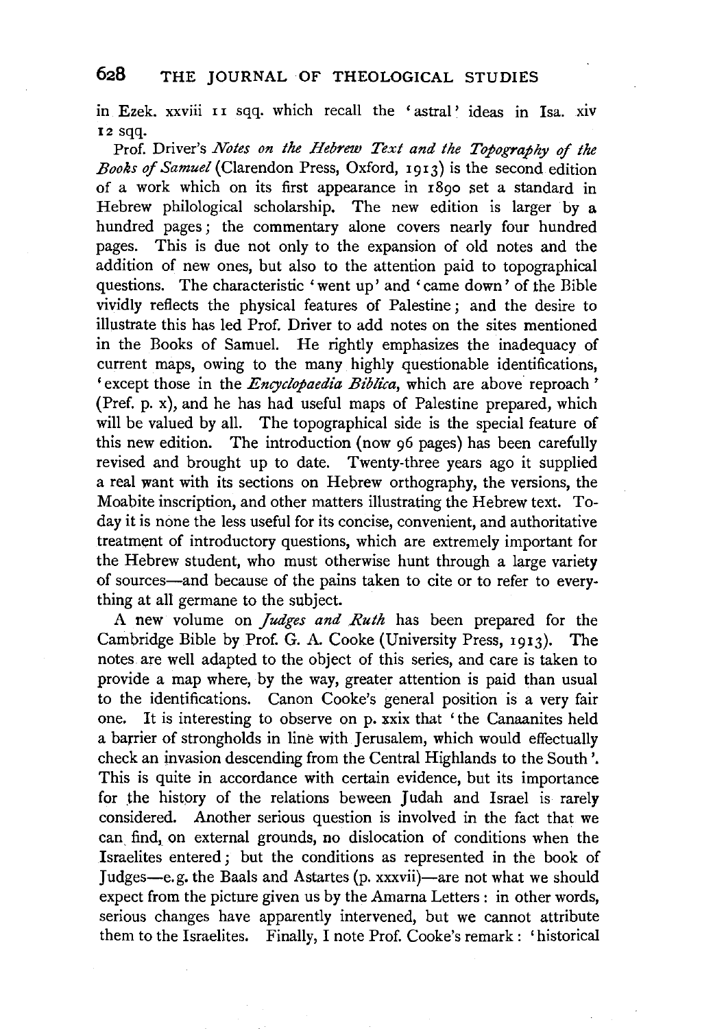in Ezek. xxviii 11 sqq. which recall the 'astral' ideas in Isa. xiv 12 sqq.

Prof. Driver's *Notes on the Hebrew Text and the Topography of the Books of Samuel* (Clarendon Press, Oxford, 1913) is the second edition of a work which on its first appearance in 1890 set a standard in Hebrew philological scholarship. The new edition is larger by a hundred pages; the commentary alone covers nearly four hundred pages. This is due not only to the expansion of old notes and the addition of new ones, but also to the attention paid to topographical questions. The characteristic 'went up' and 'came down' of the Bible vividly reflects the physical features of Palestine; and the desire to illustrate this has led Prof. Driver to add notes on the sites mentioned in the Books of Samuel. He rightly emphasizes the inadequacy of current maps, owing to the many highly questionable identifications, 'except those in the *Encyclopaedia Biblica*, which are above reproach' (Pref. p. x), and he has had useful maps of Palestine prepared, which will be valued by all. The topographical side is the special feature of this new edition. The introduction (now 96 pages) has been carefully revised and brought up to date. Twenty-three years ago it supplied a real want with its sections on Hebrew orthography, the versions, the Moabite inscription, and other matters illustrating the Hebrew text. To-day it is none the less useful for its concise, convenient, and authoritative treatment of introductory questions, which are extremely important for the Hebrew student, who must otherwise hunt through a large variety of sources—and because of the pains taken to cite or to refer to everything at all germane to the subject.

A new volume on *Judges and Ruth* has been prepared for the Cambridge Bible by Prof. G. A. Cooke (University Press, 1913). The notes are well adapted to the object of this series, and care is taken to provide a map where, by the way, greater attention is paid than usual to the identifications. Canon Cooke's general position is a very fair one. It is interesting to observe on p. xxix that 'the Canaanites held a barrier of strongholds in line with Jerusalem, which would effectually check an invasion descending from the Central Highlands to the South'. This is quite in accordance with certain evidence, but its importance for the history of the relations beween Judah and Israel is rarely considered. Another serious question is involved in the fact that we can find, on external grounds, no dislocation of conditions when the Israelites entered; but the conditions as represented in the book of Judges—e.g. the Baals and Astartes (p. xxxvii)—are not what we should expect from the picture given us by the Amarna Letters: in other words, serious changes have apparently intervened, but we cannot attribute them to the Israelites. Finally, I note Prof. Cooke's remark: 'historical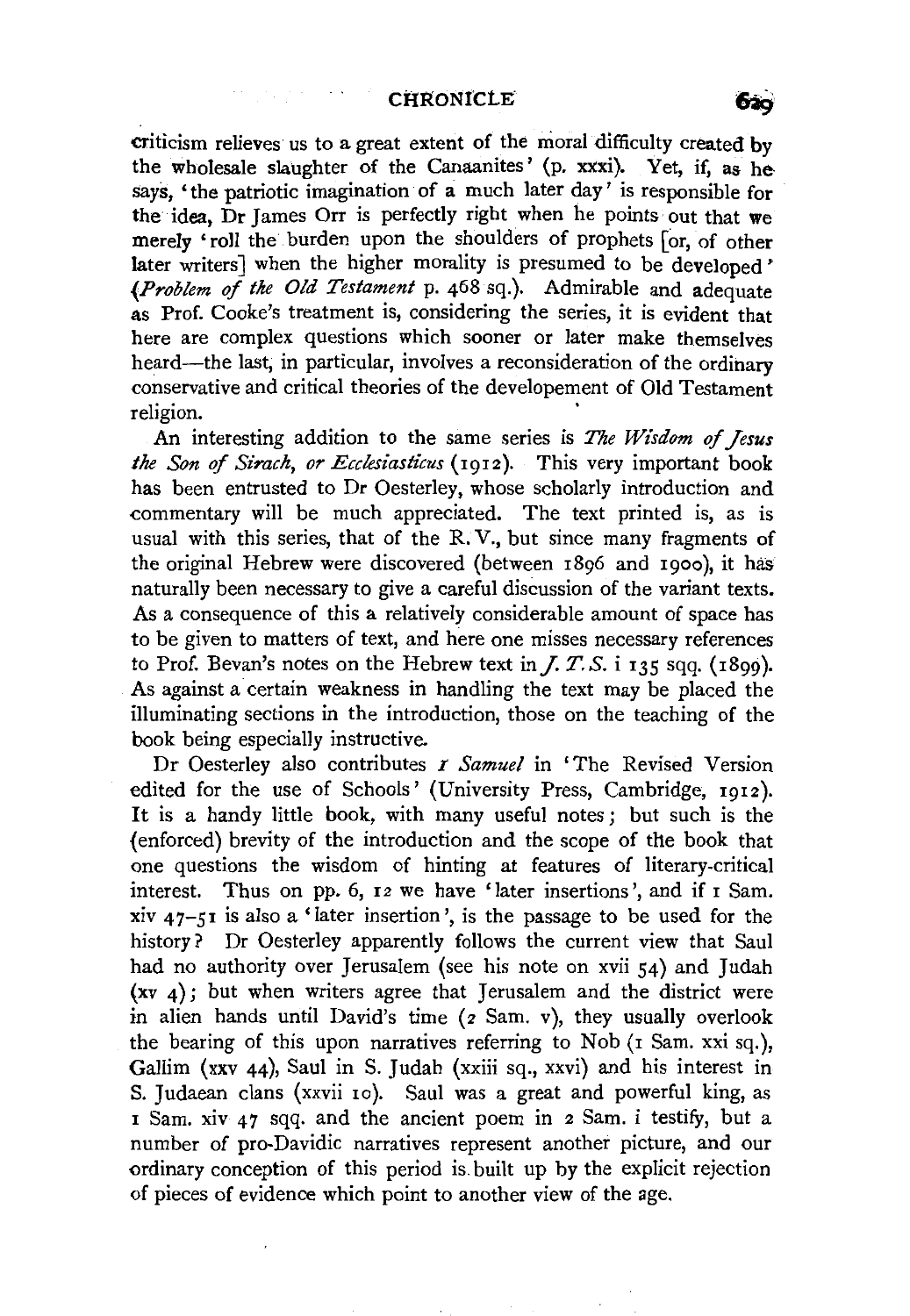criticism relieves us to a great extent of the moral difficulty created by the wholesale slaughter of the Canaanites' (p. xxxi). Yet, if, as he says, 'the patriotic imagination of a much later day' is responsible for the idea, Dr James Orr is perfectly right when he points out that we merely 'roll the burden upon the shoulders of prophets [or, of other later writers] when the higher morality is presumed to be developed' (*Problem of the Old Testament* p. 468 sq.). Admirable and adequate as Prof. Cooke's treatment is, considering the series, it is evident that here are complex questions which sooner or later make themselves heard—the last, in particular, involves a reconsideration of the ordinary conservative and critical theories of the developement of Old Testament religion.

An interesting addition to the same series is *The Wisdom of Jesus the Son of Sirach, or Ecclesiasticus* (1912). This very important book has been entrusted to Dr Oesterley, whose scholarly introduction and commentary will be much appreciated. The text printed is, as is usual with this series, that of the R. V., but since many fragments of the original Hebrew were discovered (between 1896 and 1900), it has naturally been necessary to give a careful discussion of the variant texts. As a consequence of this a relatively considerable amount of space has to be given to matters of text, and here one misses necessary references to Prof. Bevan's notes on the Hebrew text in *J. T. S.* i 135 sqq. (1899). As against a certain weakness in handling the text may be placed the illuminating sections in the introduction, those on the teaching of the book being especially instructive.

Dr Oesterley also contributes *1 Samuel* in 'The Revised Version edited for the use of Schools' (University Press, Cambridge, 1912). It is a handy little book, with many useful notes; but such is the (enforced) brevity of the introduction and the scope of the book that one questions the wisdom of hinting at features of literary-critical interest. Thus on pp. 6, 12 we have 'later insertions', and if 1 Sam. xiv 47–51 is also a 'later insertion', is the passage to be used for the history? Dr Oesterley apparently follows the current view that Saul had no authority over Jerusalem (see his note on xvii 54) and Judah (xv 4); but when writers agree that Jerusalem and the district were in alien hands until David's time (2 Sam. v), they usually overlook the bearing of this upon narratives referring to Nob (1 Sam. xxi sq.), Gallim (xxv 44), Saul in S. Judah (xxiii sq., xxvi) and his interest in S. Judaean clans (xxvii 10). Saul was a great and powerful king, as 1 Sam. xiv 47 sqq. and the ancient poem in 2 Sam. i testify, but a number of pro-Davidic narratives represent another picture, and our ordinary conception of this period is built up by the explicit rejection of pieces of evidence which point to another view of the age.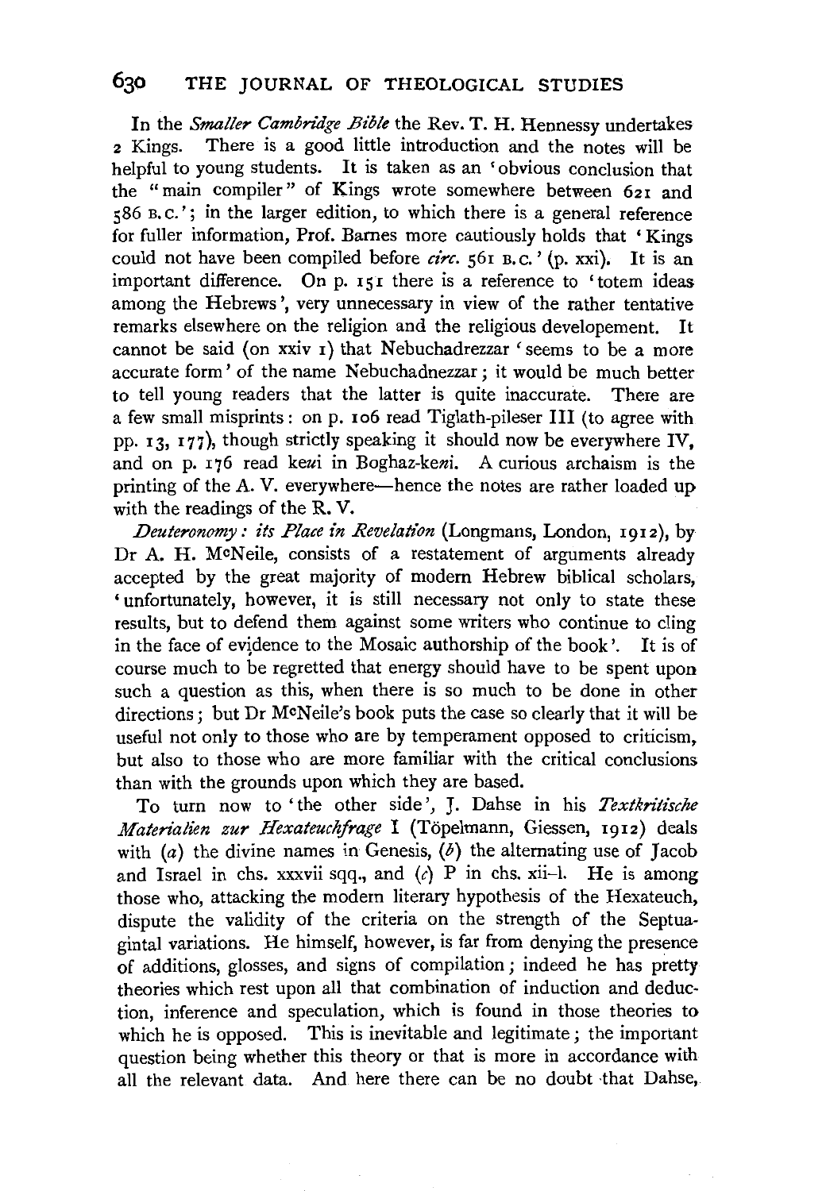In the *Smaller Cambridge Bible* the Rev. T. H. Hennessy undertakes 2 Kings. There is a good little introduction and the notes will be helpful to young students. It is taken as an 'obvious conclusion that the "main compiler" of Kings wrote somewhere between 621 and 586 B.C.'; in the larger edition, to which there is a general reference for fuller information, Prof. Barnes more cautiously holds that 'Kings could not have been compiled before *circ.* 561 B.C.' (p. xxi). It is an important difference. On p. 151 there is a reference to 'totem ideas among the Hebrews', very unnecessary in view of the rather tentative remarks elsewhere on the religion and the religious developement. It cannot be said (on xxiv 1) that Nebuchadrezzar 'seems to be a more accurate form' of the name Nebuchadnezzar; it would be much better to tell young readers that the latter is quite inaccurate. There are a few small misprints: on p. 106 read Tiglath-pileser III (to agree with pp. 13, 177), though strictly speaking it should now be everywhere IV, and on p. 176 read ke*u*i in Boghaz-ke*n*i. A curious archaism is the printing of the A. V. everywhere—hence the notes are rather loaded up with the readings of the R. V.

*Deuteronomy: its Place in Revelation* (Longmans, London, 1912), by Dr A. H. McNeile, consists of a restatement of arguments already accepted by the great majority of modern Hebrew biblical scholars, 'unfortunately, however, it is still necessary not only to state these results, but to defend them against some writers who continue to cling in the face of evidence to the Mosaic authorship of the book'. It is of course much to be regretted that energy should have to be spent upon such a question as this, when there is so much to be done in other directions; but Dr McNeile's book puts the case so clearly that it will be useful not only to those who are by temperament opposed to criticism, but also to those who are more familiar with the critical conclusions than with the grounds upon which they are based.

To turn now to 'the other side', J. Dahse in his *Textkritische Materialien zur Hexateuchfrage* I (Töpelmann, Giessen, 1912) deals with (*a*) the divine names in Genesis, (*b*) the alternating use of Jacob and Israel in chs. xxxvii sqq., and (*c*) P in chs. xii–l. He is among those who, attacking the modern literary hypothesis of the Hexateuch, dispute the validity of the criteria on the strength of the Septuagintal variations. He himself, however, is far from denying the presence of additions, glosses, and signs of compilation; indeed he has pretty theories which rest upon all that combination of induction and deduction, inference and speculation, which is found in those theories to which he is opposed. This is inevitable and legitimate; the important question being whether this theory or that is more in accordance with all the relevant data. And here there can be no doubt that Dahse,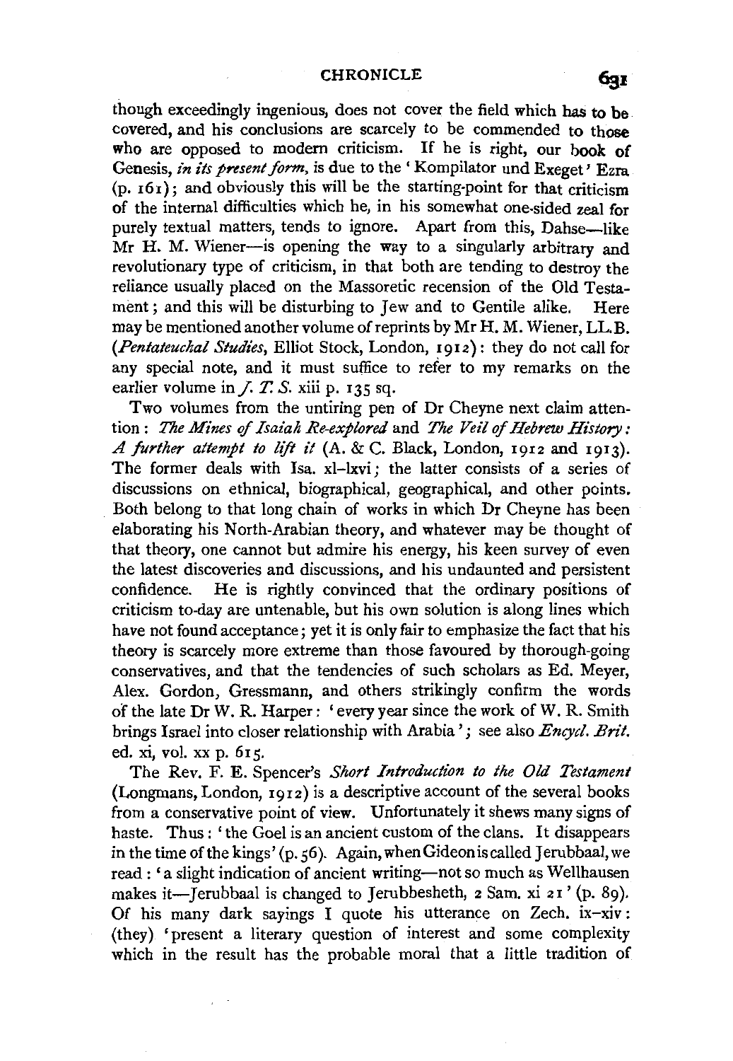though exceedingly ingenious, does not cover the field which has to be covered, and his conclusions are scarcely to be commended to those who are opposed to modern criticism. If he is right, our book of Genesis, *in its present form*, is due to the 'Kompilator und Exeget' Ezra (p. 161); and obviously this will be the starting-point for that criticism of the internal difficulties which he, in his somewhat one-sided zeal for purely textual matters, tends to ignore. Apart from this, Dahse—like Mr H. M. Wiener—is opening the way to a singularly arbitrary and revolutionary type of criticism, in that both are tending to destroy the reliance usually placed on the Massoretic recension of the Old Testament; and this will be disturbing to Jew and to Gentile alike. Here may be mentioned another volume of reprints by Mr H. M. Wiener, LL.B. (*Pentateuchal Studies*, Elliot Stock, London, 1912): they do not call for any special note, and it must suffice to refer to my remarks on the earlier volume in *J. T. S.* xiii p. 135 sq.

Two volumes from the untiring pen of Dr Cheyne next claim attention: *The Mines of Isaiah Re-explored* and *The Veil of Hebrew History: A further attempt to lift it* (A. & C. Black, London, 1912 and 1913). The former deals with Isa. xl–lxvi; the latter consists of a series of discussions on ethnical, biographical, geographical, and other points. Both belong to that long chain of works in which Dr Cheyne has been elaborating his North-Arabian theory, and whatever may be thought of that theory, one cannot but admire his energy, his keen survey of even the latest discoveries and discussions, and his undaunted and persistent confidence. He is rightly convinced that the ordinary positions of criticism to-day are untenable, but his own solution is along lines which have not found acceptance; yet it is only fair to emphasize the fact that his theory is scarcely more extreme than those favoured by thorough-going conservatives, and that the tendencies of such scholars as Ed. Meyer, Alex. Gordon, Gressmann, and others strikingly confirm the words of the late Dr W. R. Harper: 'every year since the work of W. R. Smith brings Israel into closer relationship with Arabia'; see also *Encycl. Brit.* ed. xi, vol. xx p. 615.

The Rev. F. E. Spencer's *Short Introduction to the Old Testament* (Longmans, London, 1912) is a descriptive account of the several books from a conservative point of view. Unfortunately it shews many signs of haste. Thus: 'the Goel is an ancient custom of the clans. It disappears in the time of the kings' (p. 56). Again, when Gideon is called Jerubbaal, we read: 'a slight indication of ancient writing—not so much as Wellhausen makes it—Jerubbaal is changed to Jerubbesheth, 2 Sam. xi 21' (p. 89). Of his many dark sayings I quote his utterance on Zech. ix–xiv: (they) 'present a literary question of interest and some complexity which in the result has the probable moral that a little tradition of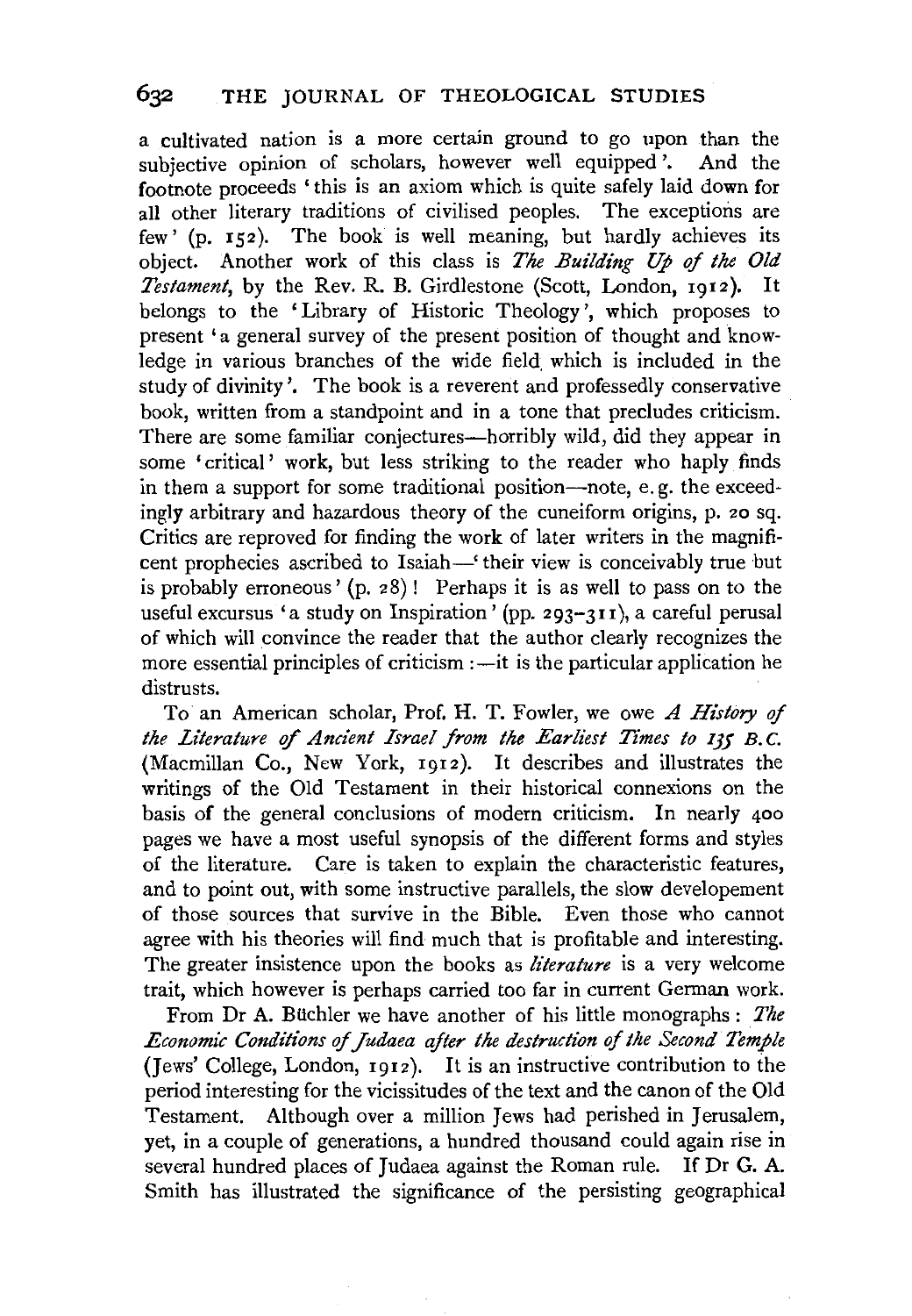a cultivated nation is a more certain ground to go upon than the subjective opinion of scholars, however well equipped'. And the footnote proceeds 'this is an axiom which is quite safely laid down for all other literary traditions of civilised peoples. The exceptions are few' (p. 152). The book is well meaning, but hardly achieves its object. Another work of this class is *The Building Up of the Old Testament*, by the Rev. R. B. Girdlestone (Scott, London, 1912). It belongs to the 'Library of Historic Theology', which proposes to present 'a general survey of the present position of thought and knowledge in various branches of the wide field which is included in the study of divinity'. The book is a reverent and professedly conservative book, written from a standpoint and in a tone that precludes criticism. There are some familiar conjectures—horribly wild, did they appear in some 'critical' work, but less striking to the reader who haply finds in them a support for some traditional position—note, e.g. the exceedingly arbitrary and hazardous theory of the cuneiform origins, p. 20 sq. Critics are reproved for finding the work of later writers in the magnificent prophecies ascribed to Isaiah—'their view is conceivably true but is probably erroneous' (p. 28)! Perhaps it is as well to pass on to the useful excursus 'a study on Inspiration' (pp. 293–311), a careful perusal of which will convince the reader that the author clearly recognizes the more essential principles of criticism:—it is the particular application he distrusts.

To an American scholar, Prof. H. T. Fowler, we owe *A History of the Literature of Ancient Israel from the Earliest Times to 135 B.C.* (Macmillan Co., New York, 1912). It describes and illustrates the writings of the Old Testament in their historical connexions on the basis of the general conclusions of modern criticism. In nearly 400 pages we have a most useful synopsis of the different forms and styles of the literature. Care is taken to explain the characteristic features, and to point out, with some instructive parallels, the slow developement of those sources that survive in the Bible. Even those who cannot agree with his theories will find much that is profitable and interesting. The greater insistence upon the books as *literature* is a very welcome trait, which however is perhaps carried too far in current German work.

From Dr A. Büchler we have another of his little monographs: *The Economic Conditions of Judaea after the destruction of the Second Temple* (Jews' College, London, 1912). It is an instructive contribution to the period interesting for the vicissitudes of the text and the canon of the Old Testament. Although over a million Jews had perished in Jerusalem, yet, in a couple of generations, a hundred thousand could again rise in several hundred places of Judaea against the Roman rule. If Dr G. A. Smith has illustrated the significance of the persisting geographical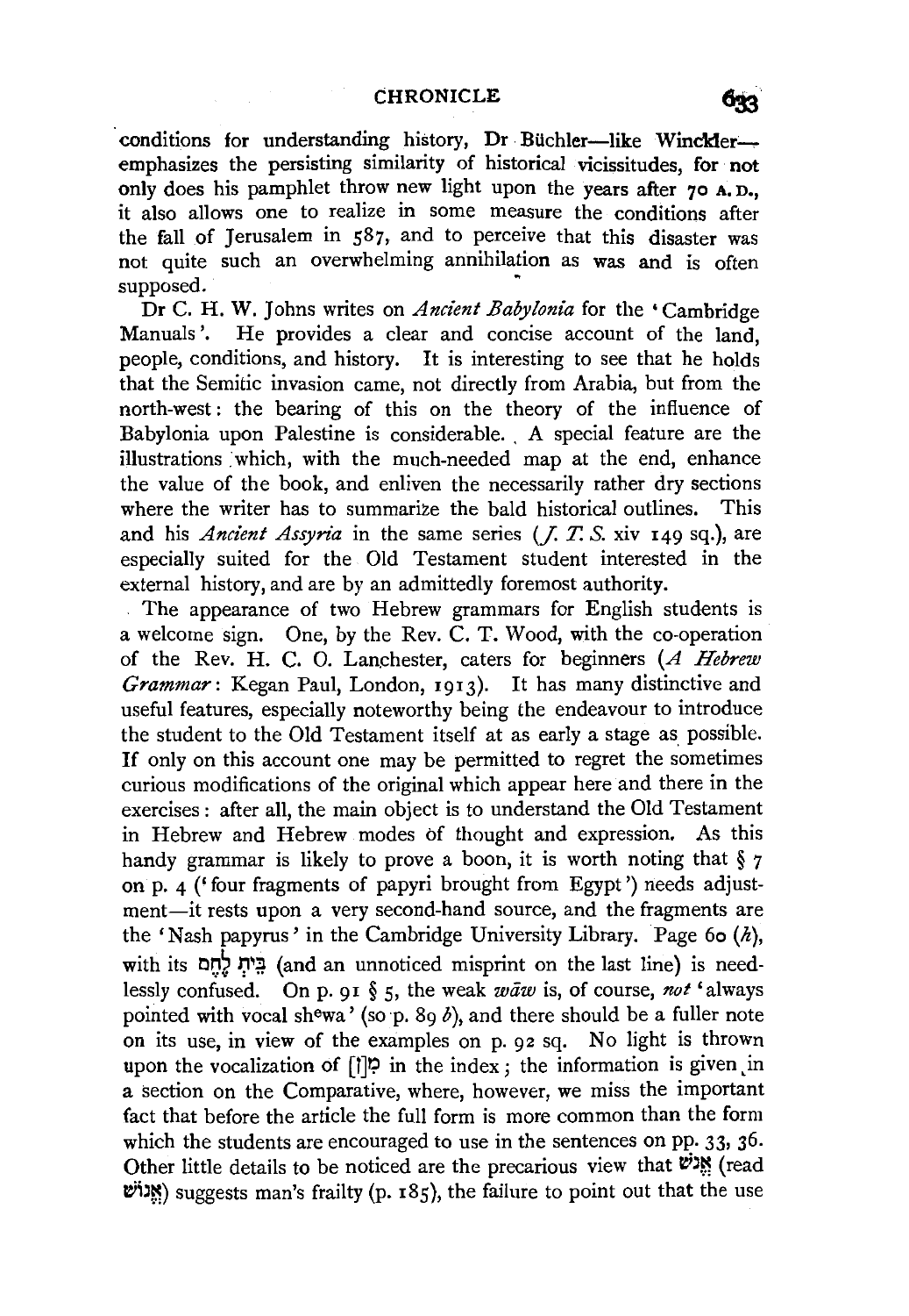conditions for understanding history, Dr Büchler—like Winckler—emphasizes the persisting similarity of historical vicissitudes, for not only does his pamphlet throw new light upon the years after 70 A.D., it also allows one to realize in some measure the conditions after the fall of Jerusalem in 587, and to perceive that this disaster was not quite such an overwhelming annihilation as was and is often supposed.

Dr C. H. W. Johns writes on *Ancient Babylonia* for the 'Cambridge Manuals'. He provides a clear and concise account of the land, people, conditions, and history. It is interesting to see that he holds that the Semitic invasion came, not directly from Arabia, but from the north-west: the bearing of this on the theory of the influence of Babylonia upon Palestine is considerable. A special feature are the illustrations which, with the much-needed map at the end, enhance the value of the book, and enliven the necessarily rather dry sections where the writer has to summarize the bald historical outlines. This and his *Ancient Assyria* in the same series (*J. T. S.* xiv 149 sq.), are especially suited for the Old Testament student interested in the external history, and are by an admittedly foremost authority.

The appearance of two Hebrew grammars for English students is a welcome sign. One, by the Rev. C. T. Wood, with the co-operation of the Rev. H. C. O. Lanchester, caters for beginners (*A Hebrew Grammar*: Kegan Paul, London, 1913). It has many distinctive and useful features, especially noteworthy being the endeavour to introduce the student to the Old Testament itself at as early a stage as possible. If only on this account one may be permitted to regret the sometimes curious modifications of the original which appear here and there in the exercises: after all, the main object is to understand the Old Testament in Hebrew and Hebrew modes of thought and expression. As this handy grammar is likely to prove a boon, it is worth noting that § 7 on p. 4 ('four fragments of papyri brought from Egypt') needs adjustment—it rests upon a very second-hand source, and the fragments are the 'Nash papyrus' in the Cambridge University Library. Page 60 (*h*), with its בֵּית לֶחֶם (and an unnoticed misprint on the last line) is needlessly confused. On p. 91 § 5, the weak *wāw* is, of course, *not* 'always pointed with vocal shᵉwa' (so p. 89 *b*), and there should be a fuller note on its use, in view of the examples on p. 92 sq. No light is thrown upon the vocalization of מִ[ן] in the index; the information is given in a section on the Comparative, where, however, we miss the important fact that before the article the full form is more common than the form which the students are encouraged to use in the sentences on pp. 33, 36. Other little details to be noticed are the precarious view that אֱנֹשׁ (read אֱנוֹשׁ) suggests man's frailty (p. 185), the failure to point out that the use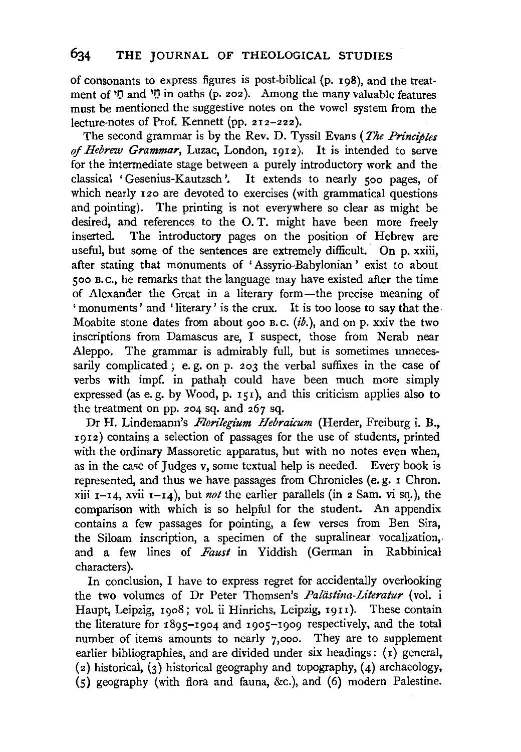of consonants to express figures is post-biblical (p. 198), and the treatment of חֵי and חַי in oaths (p. 202). Among the many valuable features must be mentioned the suggestive notes on the vowel system from the lecture-notes of Prof. Kennett (pp. 212–222).

The second grammar is by the Rev. D. Tyssil Evans (*The Principles of Hebrew Grammar*, Luzac, London, 1912). It is intended to serve for the intermediate stage between a purely introductory work and the classical 'Gesenius-Kautzsch'. It extends to nearly 500 pages, of which nearly 120 are devoted to exercises (with grammatical questions and pointing). The printing is not everywhere so clear as might be desired, and references to the O. T. might have been more freely inserted. The introductory pages on the position of Hebrew are useful, but some of the sentences are extremely difficult. On p. xxiii, after stating that monuments of 'Assyrio-Babylonian' exist to about 500 B.C., he remarks that the language may have existed after the time of Alexander the Great in a literary form—the precise meaning of 'monuments' and 'literary' is the crux. It is too loose to say that the Moabite stone dates from about 900 B.C. (*ib.*), and on p. xxiv the two inscriptions from Damascus are, I suspect, those from Nerab near Aleppo. The grammar is admirably full, but is sometimes unnecessarily complicated; e. g. on p. 203 the verbal suffixes in the case of verbs with impf. in pathaḥ could have been much more simply expressed (as e. g. by Wood, p. 151), and this criticism applies also to the treatment on pp. 204 sq. and 267 sq.

Dr H. Lindemann's *Florilegium Hebraicum* (Herder, Freiburg i. B., 1912) contains a selection of passages for the use of students, printed with the ordinary Massoretic apparatus, but with no notes even when, as in the case of Judges v, some textual help is needed. Every book is represented, and thus we have passages from Chronicles (e. g. 1 Chron. xiii 1–14, xvii 1–14), but *not* the earlier parallels (in 2 Sam. vi sq.), the comparison with which is so helpful for the student. An appendix contains a few passages for pointing, a few verses from Ben Sira, the Siloam inscription, a specimen of the supralinear vocalization, and a few lines of *Faust* in Yiddish (German in Rabbinical characters).

In conclusion, I have to express regret for accidentally overlooking the two volumes of Dr Peter Thomsen's *Palästina-Literatur* (vol. i Haupt, Leipzig, 1908; vol. ii Hinrichs, Leipzig, 1911). These contain the literature for 1895–1904 and 1905–1909 respectively, and the total number of items amounts to nearly 7,000. They are to supplement earlier bibliographies, and are divided under six headings: (1) general, (2) historical, (3) historical geography and topography, (4) archaeology, (5) geography (with flora and fauna, &c.), and (6) modern Palestine.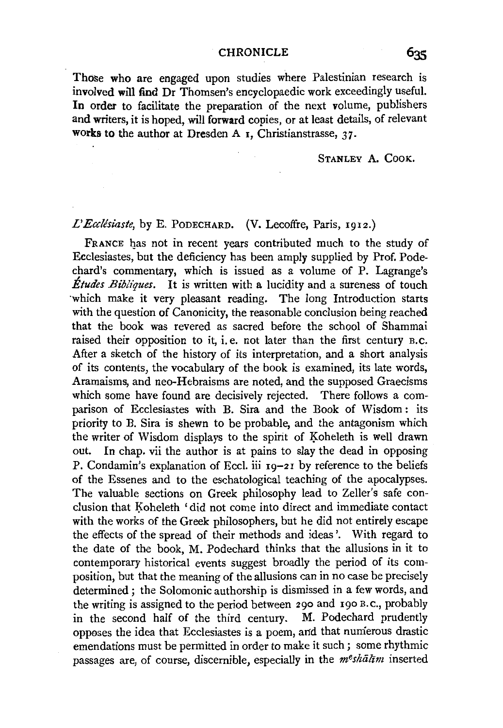Those who are engaged upon studies where Palestinian research is involved will find Dr Thomsen's encyclopaedic work exceedingly useful. In order to facilitate the preparation of the next volume, publishers and writers, it is hoped, will forward copies, or at least details, of relevant works to the author at Dresden A 1, Christianstrasse, 37.

STANLEY A. COOK.

*L'Ecclésiaste*, by E. PODECHARD. (V. Lecoffre, Paris, 1912.)

FRANCE has not in recent years contributed much to the study of Ecclesiastes, but the deficiency has been amply supplied by Prof. Podechard's commentary, which is issued as a volume of P. Lagrange's *Études Bibliques*. It is written with a lucidity and a sureness of touch which make it very pleasant reading. The long Introduction starts with the question of Canonicity, the reasonable conclusion being reached that the book was revered as sacred before the school of Shammai raised their opposition to it, i. e. not later than the first century B.C. After a sketch of the history of its interpretation, and a short analysis of its contents, the vocabulary of the book is examined, its late words, Aramaisms, and neo-Hebraisms are noted, and the supposed Graecisms which some have found are decisively rejected. There follows a comparison of Ecclesiastes with B. Sira and the Book of Wisdom: its priority to B. Sira is shewn to be probable, and the antagonism which the writer of Wisdom displays to the spirit of Ḳoheleth is well drawn out. In chap. vii the author is at pains to slay the dead in opposing P. Condamin's explanation of Eccl. iii 19–21 by reference to the beliefs of the Essenes and to the eschatological teaching of the apocalypses. The valuable sections on Greek philosophy lead to Zeller's safe conclusion that Ḳoheleth 'did not come into direct and immediate contact with the works of the Greek philosophers, but he did not entirely escape the effects of the spread of their methods and ideas'. With regard to the date of the book, M. Podechard thinks that the allusions in it to contemporary historical events suggest broadly the period of its composition, but that the meaning of the allusions can in no case be precisely determined; the Solomonic authorship is dismissed in a few words, and the writing is assigned to the period between 290 and 190 B.C., probably in the second half of the third century. M. Podechard prudently opposes the idea that Ecclesiastes is a poem, and that numerous drastic emendations must be permitted in order to make it such; some rhythmic passages are, of course, discernible, especially in the *mᵉshālīm* inserted